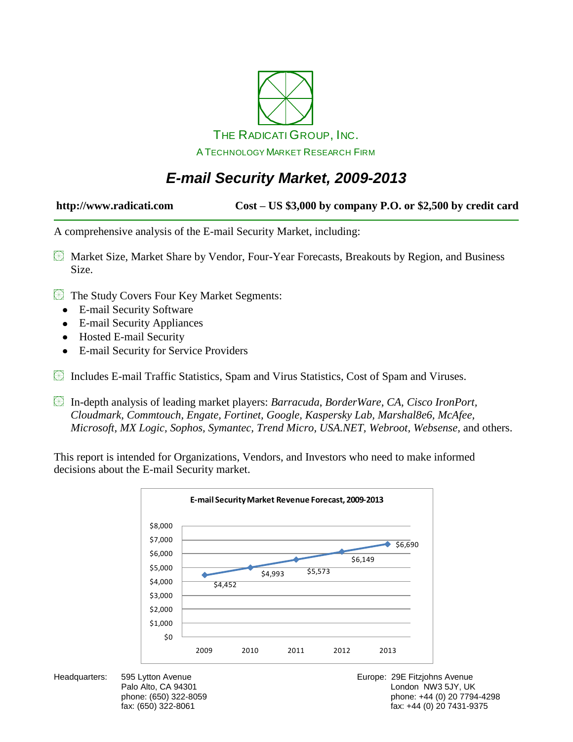THE RADICATI GROUP, INC.

A TECHNOLOGY MARKET RESEARCH FIRM

# *E-mail Security Market, 2009-2013*

**http://www.radicati.com** **Cost – US $3,000 by company P.O. or $2,500 by credit card**

A comprehensive analysis of the E-mail Security Market, including:

- Market Size, Market Share by Vendor, Four-Year Forecasts, Breakouts by Region, and Business Size.
- The Study Covers Four Key Market Segments:
  - E-mail Security Software
  - E-mail Security Appliances
  - Hosted E-mail Security
  - E-mail Security for Service Providers
- Includes E-mail Traffic Statistics, Spam and Virus Statistics, Cost of Spam and Viruses.
- In-depth analysis of leading market players: *Barracuda, BorderWare, CA, Cisco IronPort, Cloudmark, Commtouch, Engate, Fortinet, Google, Kaspersky Lab, Marshal8e6, McAfee, Microsoft, MX Logic, Sophos, Symantec, Trend Micro, USA.NET, Webroot, Websense,* and others.

This report is intended for Organizations, Vendors, and Investors who need to make informed decisions about the E-mail Security market.

**E-mail Security Market Revenue Forecast, 2009-2013**

| Year | Revenue |
|---|---|
| 2009 | $4,452 |
| 2010 | $4,993 |
| 2011 | $5,573 |
| 2012 | $6,149 |
| 2013 | $6,690 |

Headquarters: 595 Lytton Avenue
Palo Alto, CA 94301
phone: (650) 322-8059
fax: (650) 322-8061

Europe: 29E Fitzjohns Avenue
London NW3 5JY, UK
phone: +44 (0) 20 7794-4298
fax: +44 (0) 20 7431-9375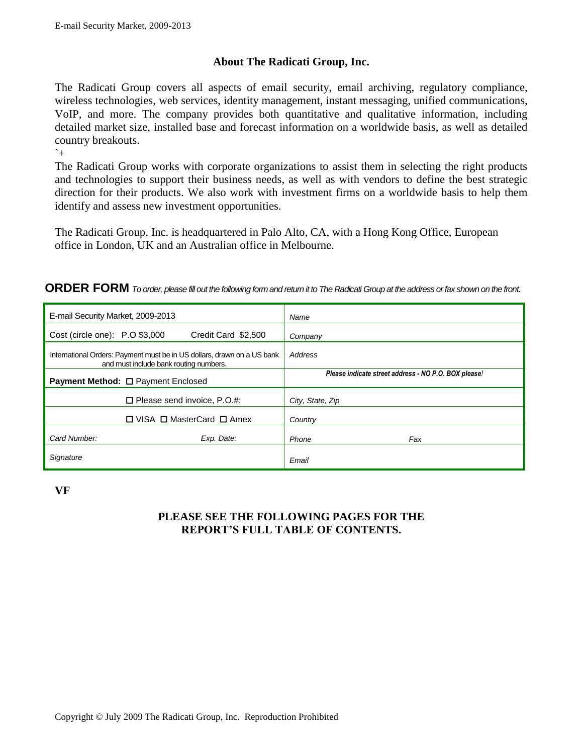## About The Radicati Group, Inc.

The Radicati Group covers all aspects of email security, email archiving, regulatory compliance, wireless technologies, web services, identity management, instant messaging, unified communications, VoIP, and more. The company provides both quantitative and qualitative information, including detailed market size, installed base and forecast information on a worldwide basis, as well as detailed country breakouts.
`+
The Radicati Group works with corporate organizations to assist them in selecting the right products and technologies to support their business needs, as well as with vendors to define the best strategic direction for their products. We also work with investment firms on a worldwide basis to help them identify and assess new investment opportunities.

The Radicati Group, Inc. is headquartered in Palo Alto, CA, with a Hong Kong Office, European office in London, UK and an Australian office in Melbourne.

**ORDER FORM** *To order, please fill out the following form and return it to The Radicati Group at the address or fax shown on the front.*

| | |
|---|---|
| E-mail Security Market, 2009-2013 | *Name* |
| Cost (circle one): P.O $3,000 Credit Card $2,500 | *Company* |
| International Orders: Payment must be in US dollars, drawn on a US bank and must include bank routing numbers. | *Address* |
| **Payment Method:** ☐ Payment Enclosed | ***Please indicate street address - NO P.O. BOX please!*** |
| ☐ Please send invoice, P.O.#: | *City, State, Zip* |
| ☐ VISA ☐ MasterCard ☐ Amex | *Country* |
| *Card Number:* *Exp. Date:* | *Phone* *Fax* |
| *Signature* | *Email* |

**VF**

**PLEASE SEE THE FOLLOWING PAGES FOR THE REPORT'S FULL TABLE OF CONTENTS.**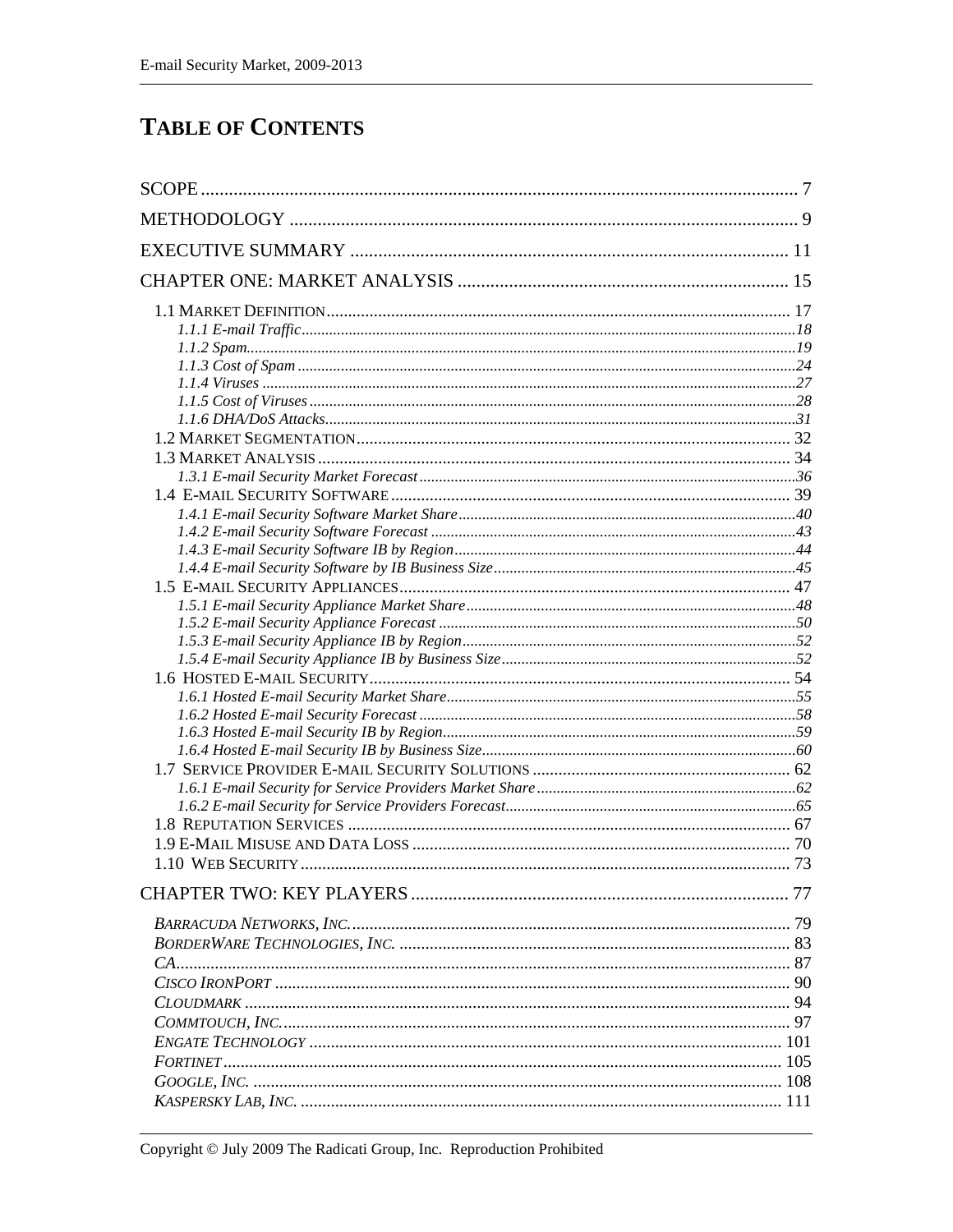# TABLE OF CONTENTS

SCOPE ..................................................................................................................... 7

METHODOLOGY ....................................................................................................... 9

EXECUTIVE SUMMARY ........................................................................................ 11

CHAPTER ONE: MARKET ANALYSIS ................................................................... 15

- 1.1 MARKET DEFINITION ........................................................................................ 17
  - *1.1.1 E-mail Traffic* ...................................................................................... 18
  - *1.1.2 Spam* ..................................................................................................... 19
  - *1.1.3 Cost of Spam* ....................................................................................... 24
  - *1.1.4 Viruses* ................................................................................................. 27
  - *1.1.5 Cost of Viruses* .................................................................................... 28
  - *1.1.6 DHA/DoS Attacks* ................................................................................ 31
- 1.2 MARKET SEGMENTATION ................................................................................ 32
- 1.3 MARKET ANALYSIS .......................................................................................... 34
  - *1.3.1 E-mail Security Market Forecast* ........................................................ 36
- 1.4 E-MAIL SECURITY SOFTWARE ......................................................................... 39
  - *1.4.1 E-mail Security Software Market Share* ............................................. 40
  - *1.4.2 E-mail Security Software Forecast* .................................................... 43
  - *1.4.3 E-mail Security Software IB by Region* .............................................. 44
  - *1.4.4 E-mail Security Software by IB Business Size* .................................... 45
- 1.5 E-MAIL SECURITY APPLIANCES ....................................................................... 47
  - *1.5.1 E-mail Security Appliance Market Share* ........................................... 48
  - *1.5.2 E-mail Security Appliance Forecast* ................................................... 50
  - *1.5.3 E-mail Security Appliance IB by Region* ............................................ 52
  - *1.5.4 E-mail Security Appliance IB by Business Size* .................................. 52
- 1.6 HOSTED E-MAIL SECURITY .............................................................................. 54
  - *1.6.1 Hosted E-mail Security Market Share* ................................................. 55
  - *1.6.2 Hosted E-mail Security Forecast* ........................................................ 58
  - *1.6.3 Hosted E-mail Security IB by Region* ................................................. 59
  - *1.6.4 Hosted E-mail Security IB by Business Size* ...................................... 60
- 1.7 SERVICE PROVIDER E-MAIL SECURITY SOLUTIONS ......................................... 62
  - *1.6.1 E-mail Security for Service Providers Market Share* .......................... 62
  - *1.6.2 E-mail Security for Service Providers Forecast* .................................. 65
- 1.8 REPUTATION SERVICES .................................................................................... 67
- 1.9 E-MAIL MISUSE AND DATA LOSS ..................................................................... 70
- 1.10 WEB SECURITY ............................................................................................... 73

CHAPTER TWO: KEY PLAYERS ............................................................................ 77

- *BARRACUDA NETWORKS, INC.* ............................................................................ 79
- *BORDERWARE TECHNOLOGIES, INC.* .................................................................. 83
- *CA* ....................................................................................................................... 87
- *CISCO IRONPORT* ................................................................................................. 90
- *CLOUDMARK* ........................................................................................................ 94
- *COMMTOUCH, INC.* ............................................................................................... 97
- *ENGATE TECHNOLOGY* ....................................................................................... 101
- *FORTINET* ........................................................................................................... 105
- *GOOGLE, INC.* ..................................................................................................... 108
- *KASPERSKY LAB, INC.* ......................................................................................... 111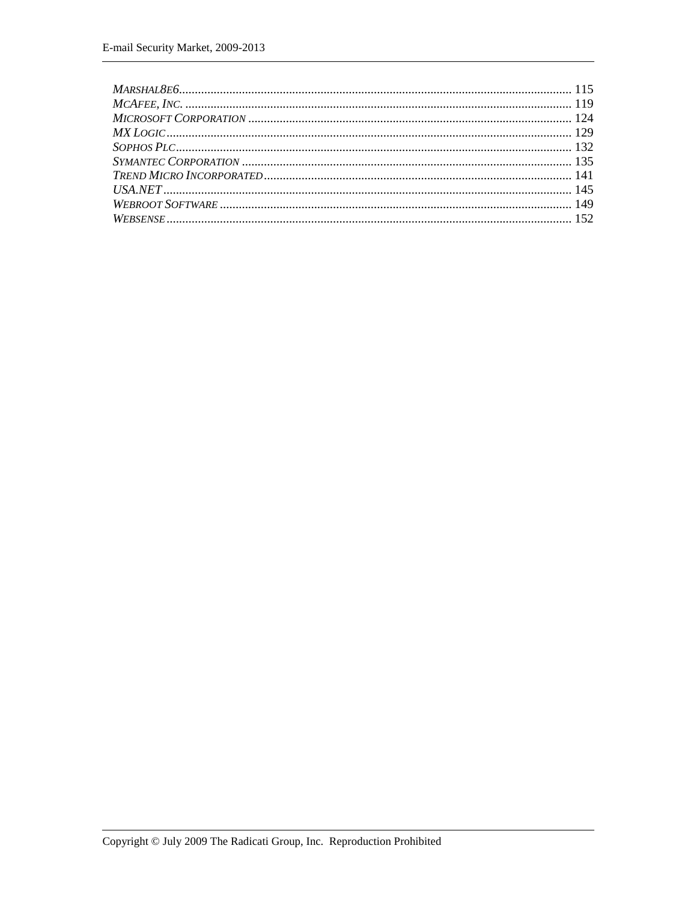*MARSHAL8E6* ............................................................................................................................ 115
*MCAFEE, INC.* .......................................................................................................................... 119
*MICROSOFT CORPORATION* ..................................................................................................... 124
*MX LOGIC* ................................................................................................................................ 129
*SOPHOS PLC* ............................................................................................................................. 132
*SYMANTEC CORPORATION* ........................................................................................................ 135
*TREND MICRO INCORPORATED* ................................................................................................. 141
*USA.NET* .................................................................................................................................. 145
*WEBROOT SOFTWARE* ............................................................................................................... 149
*WEBSENSE* ................................................................................................................................ 152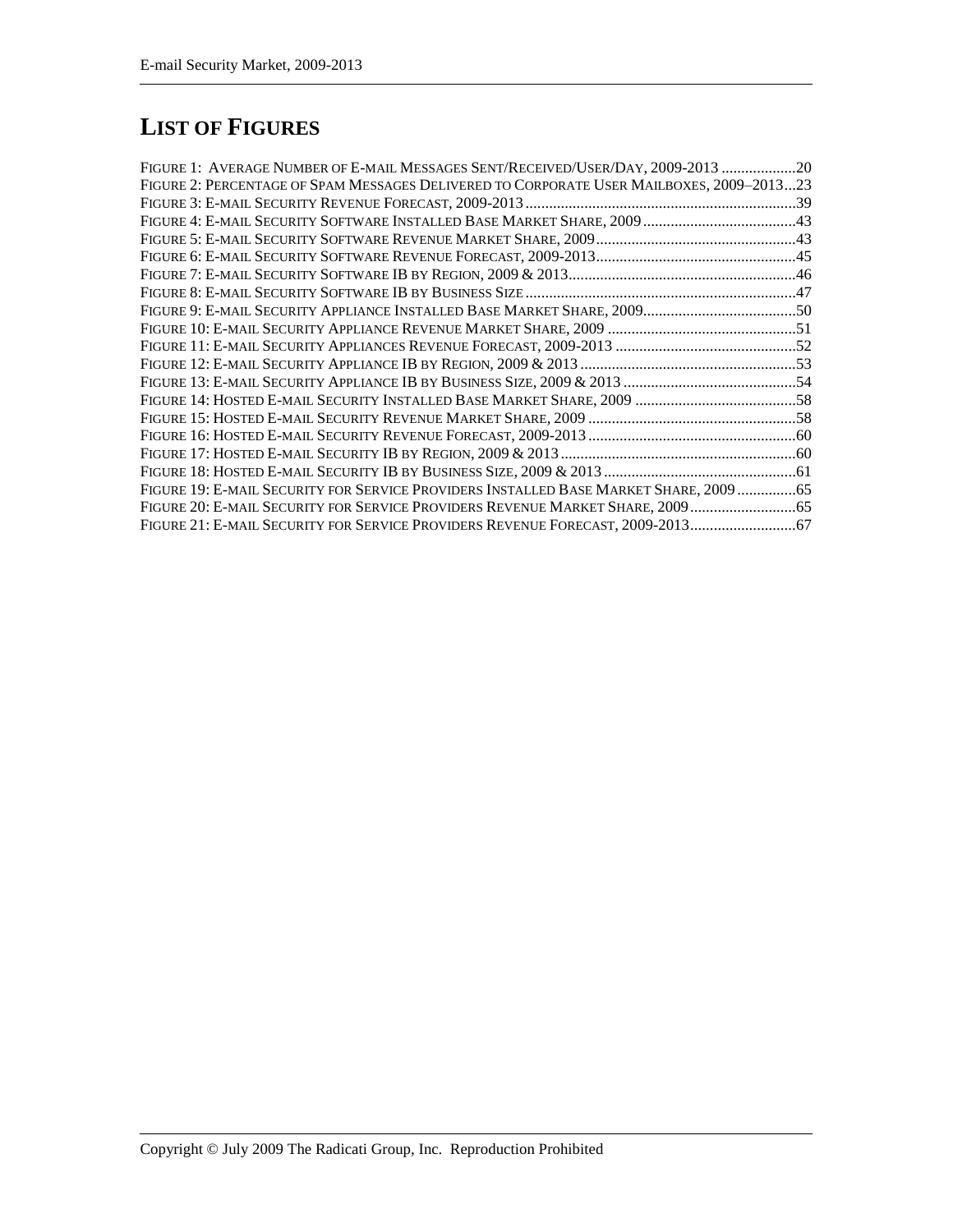# LIST OF FIGURES

FIGURE 1: AVERAGE NUMBER OF E-MAIL MESSAGES SENT/RECEIVED/USER/DAY, 2009-2013 ...................20
FIGURE 2: PERCENTAGE OF SPAM MESSAGES DELIVERED TO CORPORATE USER MAILBOXES, 2009–2013...23
FIGURE 3: E-MAIL SECURITY REVENUE FORECAST, 2009-2013 .....................................................................39
FIGURE 4: E-MAIL SECURITY SOFTWARE INSTALLED BASE MARKET SHARE, 2009 .......................................43
FIGURE 5: E-MAIL SECURITY SOFTWARE REVENUE MARKET SHARE, 2009..................................................43
FIGURE 6: E-MAIL SECURITY SOFTWARE REVENUE FORECAST, 2009-2013...................................................45
FIGURE 7: E-MAIL SECURITY SOFTWARE IB BY REGION, 2009 & 2013..........................................................46
FIGURE 8: E-MAIL SECURITY SOFTWARE IB BY BUSINESS SIZE .....................................................................47
FIGURE 9: E-MAIL SECURITY APPLIANCE INSTALLED BASE MARKET SHARE, 2009.......................................50
FIGURE 10: E-MAIL SECURITY APPLIANCE REVENUE MARKET SHARE, 2009 ................................................51
FIGURE 11: E-MAIL SECURITY APPLIANCES REVENUE FORECAST, 2009-2013 ..............................................52
FIGURE 12: E-MAIL SECURITY APPLIANCE IB BY REGION, 2009 & 2013 .......................................................53
FIGURE 13: E-MAIL SECURITY APPLIANCE IB BY BUSINESS SIZE, 2009 & 2013 ............................................54
FIGURE 14: HOSTED E-MAIL SECURITY INSTALLED BASE MARKET SHARE, 2009 .........................................58
FIGURE 15: HOSTED E-MAIL SECURITY REVENUE MARKET SHARE, 2009 .....................................................58
FIGURE 16: HOSTED E-MAIL SECURITY REVENUE FORECAST, 2009-2013 .....................................................60
FIGURE 17: HOSTED E-MAIL SECURITY IB BY REGION, 2009 & 2013 ............................................................60
FIGURE 18: HOSTED E-MAIL SECURITY IB BY BUSINESS SIZE, 2009 & 2013 .................................................61
FIGURE 19: E-MAIL SECURITY FOR SERVICE PROVIDERS INSTALLED BASE MARKET SHARE, 2009 ...............65
FIGURE 20: E-MAIL SECURITY FOR SERVICE PROVIDERS REVENUE MARKET SHARE, 2009 ...........................65
FIGURE 21: E-MAIL SECURITY FOR SERVICE PROVIDERS REVENUE FORECAST, 2009-2013...........................67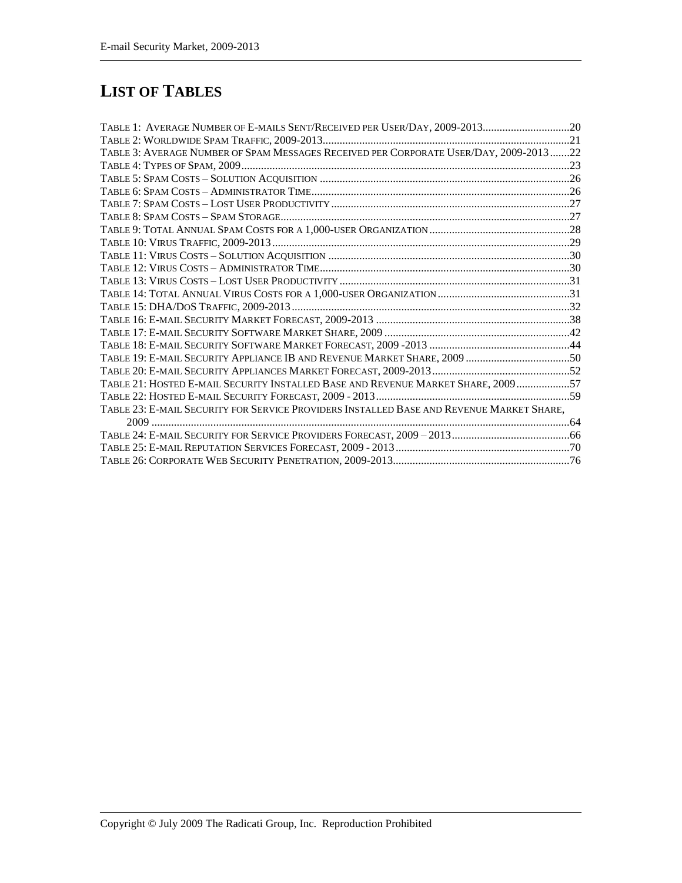# LIST OF TABLES

TABLE 1: AVERAGE NUMBER OF E-MAILS SENT/RECEIVED PER USER/DAY, 2009-2013...............................20
TABLE 2: WORLDWIDE SPAM TRAFFIC, 2009-2013.......................................................................................21
TABLE 3: AVERAGE NUMBER OF SPAM MESSAGES RECEIVED PER CORPORATE USER/DAY, 2009-2013.......22
TABLE 4: TYPES OF SPAM, 2009....................................................................................................................23
TABLE 5: SPAM COSTS – SOLUTION ACQUISITION ........................................................................................26
TABLE 6: SPAM COSTS – ADMINISTRATOR TIME...........................................................................................26
TABLE 7: SPAM COSTS – LOST USER PRODUCTIVITY ....................................................................................27
TABLE 8: SPAM COSTS – SPAM STORAGE......................................................................................................27
TABLE 9: TOTAL ANNUAL SPAM COSTS FOR A 1,000-USER ORGANIZATION .................................................28
TABLE 10: VIRUS TRAFFIC, 2009-2013..........................................................................................................29
TABLE 11: VIRUS COSTS – SOLUTION ACQUISITION .....................................................................................30
TABLE 12: VIRUS COSTS – ADMINISTRATOR TIME.........................................................................................30
TABLE 13: VIRUS COSTS – LOST USER PRODUCTIVITY .................................................................................31
TABLE 14: TOTAL ANNUAL VIRUS COSTS FOR A 1,000-USER ORGANIZATION ..............................................31
TABLE 15: DHA/DOS TRAFFIC, 2009-2013...................................................................................................32
TABLE 16: E-MAIL SECURITY MARKET FORECAST, 2009-2013 ....................................................................38
TABLE 17: E-MAIL SECURITY SOFTWARE MARKET SHARE, 2009 .................................................................42
TABLE 18: E-MAIL SECURITY SOFTWARE MARKET FORECAST, 2009 -2013 .................................................44
TABLE 19: E-MAIL SECURITY APPLIANCE IB AND REVENUE MARKET SHARE, 2009 .....................................50
TABLE 20: E-MAIL SECURITY APPLIANCES MARKET FORECAST, 2009-2013................................................52
TABLE 21: HOSTED E-MAIL SECURITY INSTALLED BASE AND REVENUE MARKET SHARE, 2009...................57
TABLE 22: HOSTED E-MAIL SECURITY FORECAST, 2009 - 2013....................................................................59
TABLE 23: E-MAIL SECURITY FOR SERVICE PROVIDERS INSTALLED BASE AND REVENUE MARKET SHARE, 2009 ....................................................................................................................................................64
TABLE 24: E-MAIL SECURITY FOR SERVICE PROVIDERS FORECAST, 2009 – 2013..........................................66
TABLE 25: E-MAIL REPUTATION SERVICES FORECAST, 2009 - 2013.............................................................70
TABLE 26: CORPORATE WEB SECURITY PENETRATION, 2009-2013..............................................................76